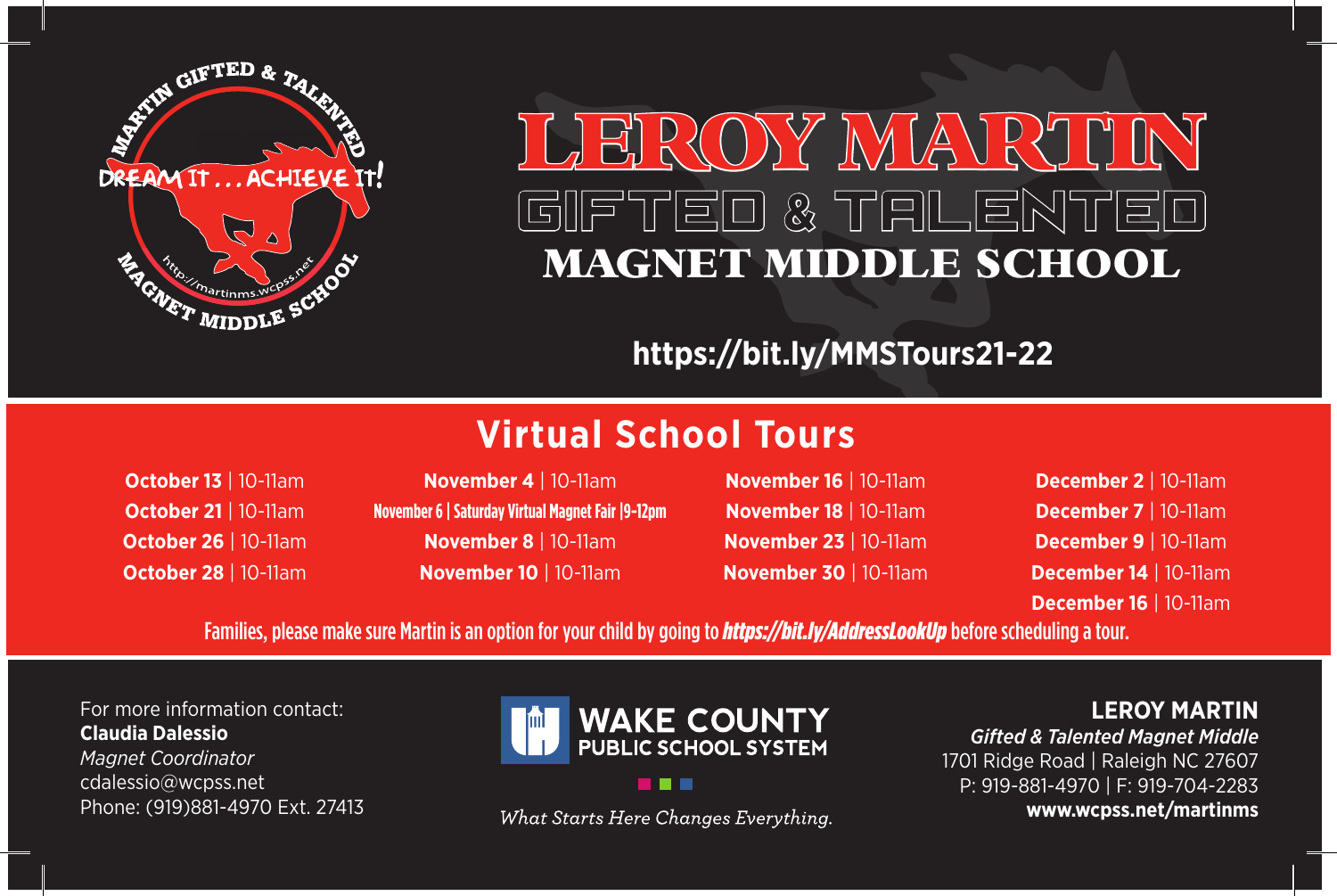MARTIN GIFTED & TALENTED MAGNET MIDDLE SCHOOL
DREAM IT . . . ACHIEVE IT!
http://martinms.wcpss.net

# LEROY MARTIN

## GIFTED & TALENTED

## MAGNET MIDDLE SCHOOL

**https://bit.ly/MMSTours21-22**

## Virtual School Tours

**October 13** | 10-11am
**October 21** | 10-11am
**October 26** | 10-11am
**October 28** | 10-11am

**November 4** | 10-11am
**November 6 | Saturday Virtual Magnet Fair |9-12pm**
**November 8** | 10-11am
**November 10** | 10-11am

**November 16** | 10-11am
**November 18** | 10-11am
**November 23** | 10-11am
**November 30** | 10-11am

**December 2** | 10-11am
**December 7** | 10-11am
**December 9** | 10-11am
**December 14** | 10-11am
**December 16** | 10-11am

**Families, please make sure Martin is an option for your child by going to *https://bit.ly/AddressLookUp* before scheduling a tour.**

For more information contact:
**Claudia Dalessio**
*Magnet Coordinator*
cdalessio@wcpss.net
Phone: (919)881-4970 Ext. 27413

WAKE COUNTY PUBLIC SCHOOL SYSTEM

*What Starts Here Changes Everything.*

**LEROY MARTIN**
*Gifted & Talented Magnet Middle*
1701 Ridge Road | Raleigh NC 27607
P: 919-881-4970 | F: 919-704-2283
**www.wcpss.net/martinms**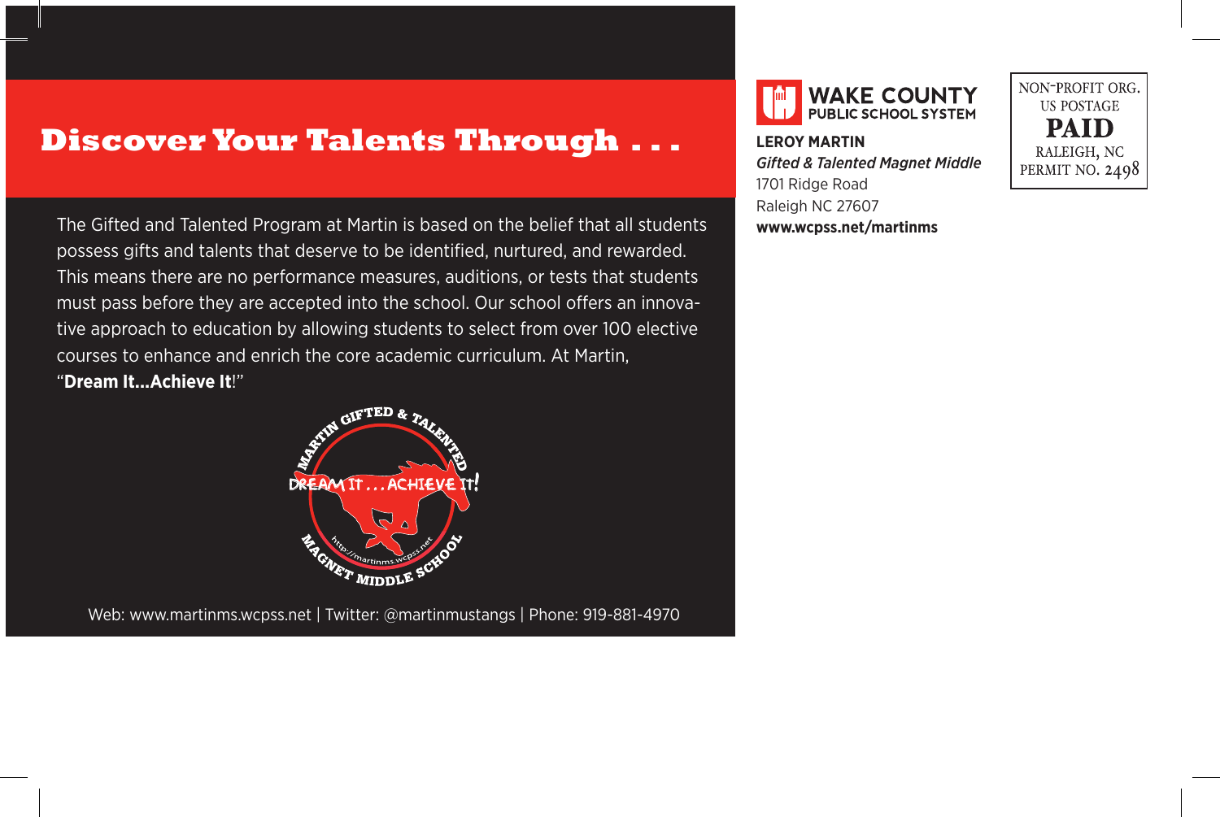# Discover Your Talents Through . . .

The Gifted and Talented Program at Martin is based on the belief that all students possess gifts and talents that deserve to be identified, nurtured, and rewarded. This means there are no performance measures, auditions, or tests that students must pass before they are accepted into the school. Our school offers an innovative approach to education by allowing students to select from over 100 elective courses to enhance and enrich the core academic curriculum. At Martin, "**Dream It...Achieve It**!"

MARTIN GIFTED & TALENTED
DREAM IT . . . ACHIEVE IT!
http://martinms.wcpss.net
MAGNET MIDDLE SCHOOL

Web: www.martinms.wcpss.net | Twitter: @martinmustangs | Phone: 919-881-4970

WAKE COUNTY
PUBLIC SCHOOL SYSTEM

**LEROY MARTIN**
***Gifted & Talented Magnet Middle***
1701 Ridge Road
Raleigh NC 27607
**www.wcpss.net/martinms**

NON-PROFIT ORG.
US POSTAGE
**PAID**
RALEIGH, NC
PERMIT NO. 2498